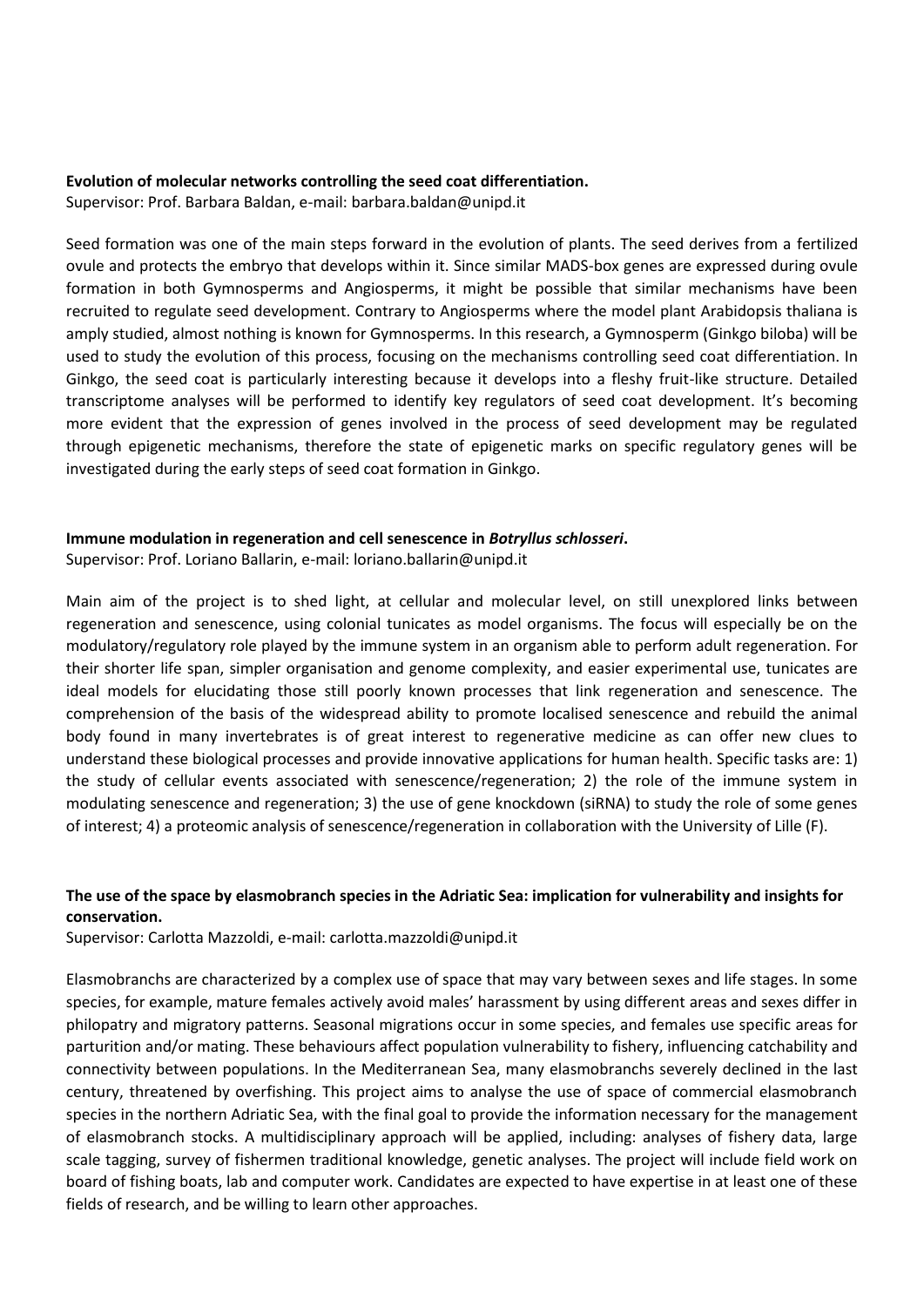**Evolution of molecular networks controlling the seed coat differentiation.**
Supervisor: Prof. Barbara Baldan, e-mail: barbara.baldan@unipd.it

Seed formation was one of the main steps forward in the evolution of plants. The seed derives from a fertilized ovule and protects the embryo that develops within it. Since similar MADS-box genes are expressed during ovule formation in both Gymnosperms and Angiosperms, it might be possible that similar mechanisms have been recruited to regulate seed development. Contrary to Angiosperms where the model plant Arabidopsis thaliana is amply studied, almost nothing is known for Gymnosperms. In this research, a Gymnosperm (Ginkgo biloba) will be used to study the evolution of this process, focusing on the mechanisms controlling seed coat differentiation. In Ginkgo, the seed coat is particularly interesting because it develops into a fleshy fruit-like structure. Detailed transcriptome analyses will be performed to identify key regulators of seed coat development. It's becoming more evident that the expression of genes involved in the process of seed development may be regulated through epigenetic mechanisms, therefore the state of epigenetic marks on specific regulatory genes will be investigated during the early steps of seed coat formation in Ginkgo.

**Immune modulation in regeneration and cell senescence in *Botryllus schlosseri*.**
Supervisor: Prof. Loriano Ballarin, e-mail: loriano.ballarin@unipd.it

Main aim of the project is to shed light, at cellular and molecular level, on still unexplored links between regeneration and senescence, using colonial tunicates as model organisms. The focus will especially be on the modulatory/regulatory role played by the immune system in an organism able to perform adult regeneration. For their shorter life span, simpler organisation and genome complexity, and easier experimental use, tunicates are ideal models for elucidating those still poorly known processes that link regeneration and senescence. The comprehension of the basis of the widespread ability to promote localised senescence and rebuild the animal body found in many invertebrates is of great interest to regenerative medicine as can offer new clues to understand these biological processes and provide innovative applications for human health. Specific tasks are: 1) the study of cellular events associated with senescence/regeneration; 2) the role of the immune system in modulating senescence and regeneration; 3) the use of gene knockdown (siRNA) to study the role of some genes of interest; 4) a proteomic analysis of senescence/regeneration in collaboration with the University of Lille (F).

**The use of the space by elasmobranch species in the Adriatic Sea: implication for vulnerability and insights for conservation.**
Supervisor: Carlotta Mazzoldi, e-mail: carlotta.mazzoldi@unipd.it

Elasmobranchs are characterized by a complex use of space that may vary between sexes and life stages. In some species, for example, mature females actively avoid males' harassment by using different areas and sexes differ in philopatry and migratory patterns. Seasonal migrations occur in some species, and females use specific areas for parturition and/or mating. These behaviours affect population vulnerability to fishery, influencing catchability and connectivity between populations. In the Mediterranean Sea, many elasmobranchs severely declined in the last century, threatened by overfishing. This project aims to analyse the use of space of commercial elasmobranch species in the northern Adriatic Sea, with the final goal to provide the information necessary for the management of elasmobranch stocks. A multidisciplinary approach will be applied, including: analyses of fishery data, large scale tagging, survey of fishermen traditional knowledge, genetic analyses. The project will include field work on board of fishing boats, lab and computer work. Candidates are expected to have expertise in at least one of these fields of research, and be willing to learn other approaches.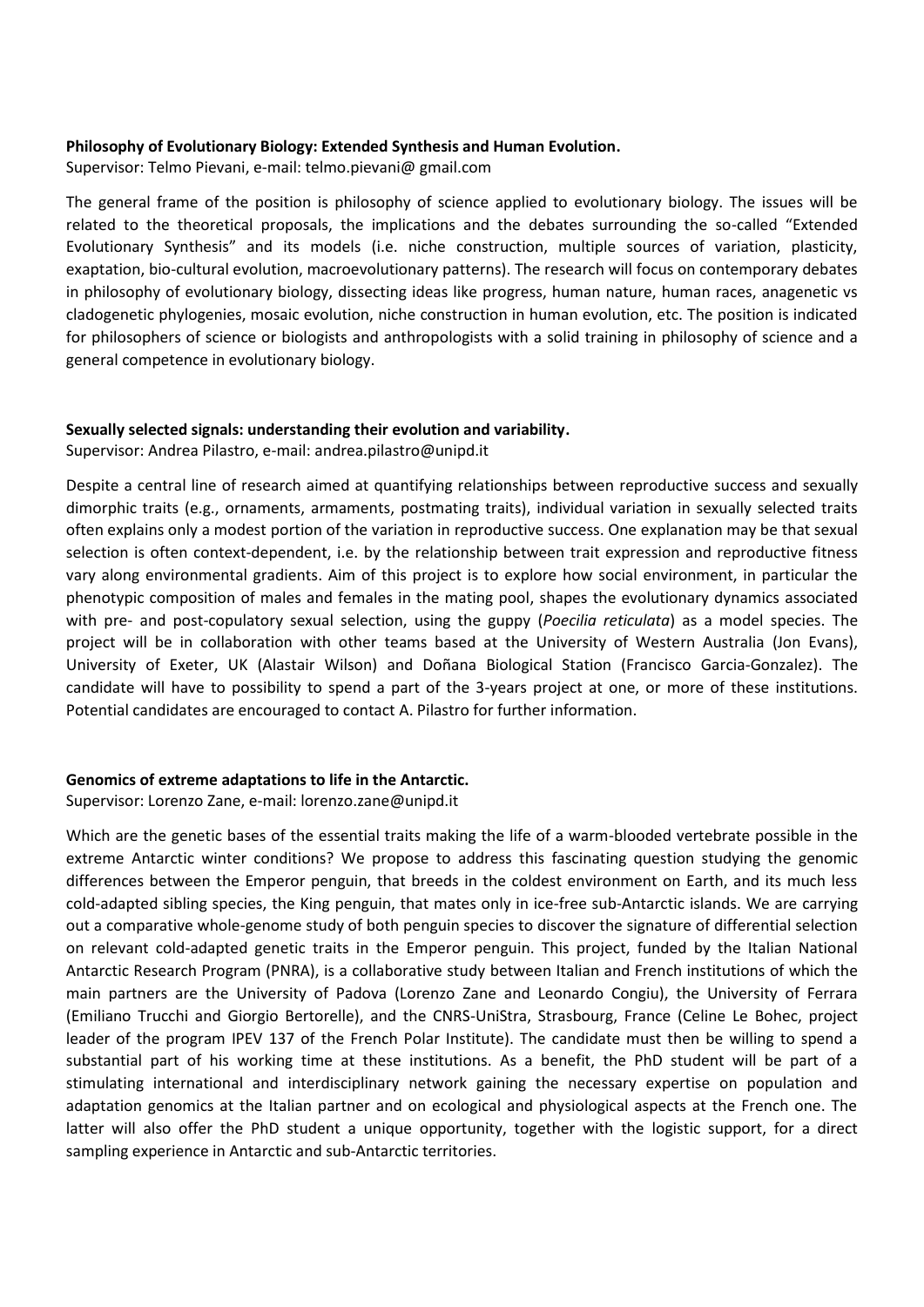**Philosophy of Evolutionary Biology: Extended Synthesis and Human Evolution.**

Supervisor: Telmo Pievani, e-mail: telmo.pievani@ gmail.com

The general frame of the position is philosophy of science applied to evolutionary biology. The issues will be related to the theoretical proposals, the implications and the debates surrounding the so-called "Extended Evolutionary Synthesis" and its models (i.e. niche construction, multiple sources of variation, plasticity, exaptation, bio-cultural evolution, macroevolutionary patterns). The research will focus on contemporary debates in philosophy of evolutionary biology, dissecting ideas like progress, human nature, human races, anagenetic vs cladogenetic phylogenies, mosaic evolution, niche construction in human evolution, etc. The position is indicated for philosophers of science or biologists and anthropologists with a solid training in philosophy of science and a general competence in evolutionary biology.

**Sexually selected signals: understanding their evolution and variability.**

Supervisor: Andrea Pilastro, e-mail: andrea.pilastro@unipd.it

Despite a central line of research aimed at quantifying relationships between reproductive success and sexually dimorphic traits (e.g., ornaments, armaments, postmating traits), individual variation in sexually selected traits often explains only a modest portion of the variation in reproductive success. One explanation may be that sexual selection is often context-dependent, i.e. by the relationship between trait expression and reproductive fitness vary along environmental gradients. Aim of this project is to explore how social environment, in particular the phenotypic composition of males and females in the mating pool, shapes the evolutionary dynamics associated with pre- and post-copulatory sexual selection, using the guppy (*Poecilia reticulata*) as a model species. The project will be in collaboration with other teams based at the University of Western Australia (Jon Evans), University of Exeter, UK (Alastair Wilson) and Doñana Biological Station (Francisco Garcia-Gonzalez). The candidate will have to possibility to spend a part of the 3-years project at one, or more of these institutions. Potential candidates are encouraged to contact A. Pilastro for further information.

**Genomics of extreme adaptations to life in the Antarctic.**

Supervisor: Lorenzo Zane, e-mail: lorenzo.zane@unipd.it

Which are the genetic bases of the essential traits making the life of a warm-blooded vertebrate possible in the extreme Antarctic winter conditions? We propose to address this fascinating question studying the genomic differences between the Emperor penguin, that breeds in the coldest environment on Earth, and its much less cold-adapted sibling species, the King penguin, that mates only in ice-free sub-Antarctic islands. We are carrying out a comparative whole-genome study of both penguin species to discover the signature of differential selection on relevant cold-adapted genetic traits in the Emperor penguin. This project, funded by the Italian National Antarctic Research Program (PNRA), is a collaborative study between Italian and French institutions of which the main partners are the University of Padova (Lorenzo Zane and Leonardo Congiu), the University of Ferrara (Emiliano Trucchi and Giorgio Bertorelle), and the CNRS-UniStra, Strasbourg, France (Celine Le Bohec, project leader of the program IPEV 137 of the French Polar Institute). The candidate must then be willing to spend a substantial part of his working time at these institutions. As a benefit, the PhD student will be part of a stimulating international and interdisciplinary network gaining the necessary expertise on population and adaptation genomics at the Italian partner and on ecological and physiological aspects at the French one. The latter will also offer the PhD student a unique opportunity, together with the logistic support, for a direct sampling experience in Antarctic and sub-Antarctic territories.